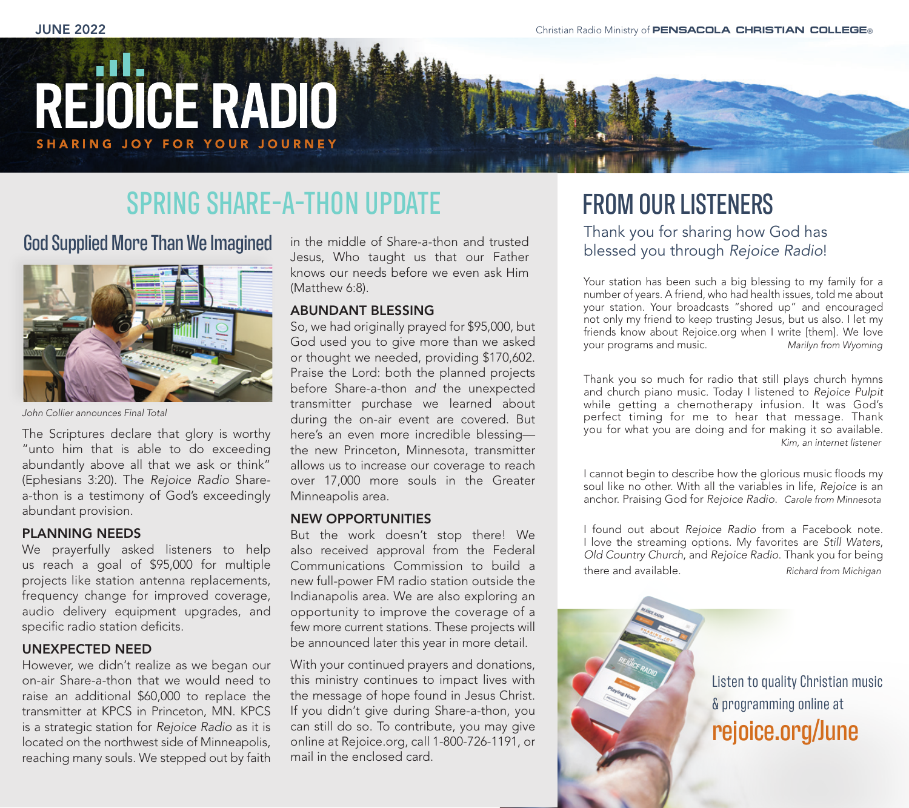JUNE 2022

Christian Radio Ministry of **PENSACOLA CHRISTIAN COLLEGE®**

# REJOICE RADIO

SHARING JOY FOR YOUR JOURNEY

## SPRING SHARE-A-THON UPDATE

### God Supplied More Than We Imagined

*John Collier announces Final Total*

The Scriptures declare that glory is worthy "unto him that is able to do exceeding abundantly above all that we ask or think" (Ephesians 3:20). The *Rejoice Radio* Share-a-thon is a testimony of God's exceedingly abundant provision.

**PLANNING NEEDS**

We prayerfully asked listeners to help us reach a goal of $95,000 for multiple projects like station antenna replacements, frequency change for improved coverage, audio delivery equipment upgrades, and specific radio station deficits.

**UNEXPECTED NEED**

However, we didn't realize as we began our on-air Share-a-thon that we would need to raise an additional $60,000 to replace the transmitter at KPCS in Princeton, MN. KPCS is a strategic station for *Rejoice Radio* as it is located on the northwest side of Minneapolis, reaching many souls. We stepped out by faith in the middle of Share-a-thon and trusted Jesus, Who taught us that our Father knows our needs before we even ask Him (Matthew 6:8).

**ABUNDANT BLESSING**

So, we had originally prayed for $95,000, but God used you to give more than we asked or thought we needed, providing $170,602. Praise the Lord: both the planned projects before Share-a-thon *and* the unexpected transmitter purchase we learned about during the on-air event are covered. But here's an even more incredible blessing—the new Princeton, Minnesota, transmitter allows us to increase our coverage to reach over 17,000 more souls in the Greater Minneapolis area.

**NEW OPPORTUNITIES**

But the work doesn't stop there! We also received approval from the Federal Communications Commission to build a new full-power FM radio station outside the Indianapolis area. We are also exploring an opportunity to improve the coverage of a few more current stations. These projects will be announced later this year in more detail.

With your continued prayers and donations, this ministry continues to impact lives with the message of hope found in Jesus Christ. If you didn't give during Share-a-thon, you can still do so. To contribute, you may give online at Rejoice.org, call 1-800-726-1191, or mail in the enclosed card.

## FROM OUR LISTENERS

Thank you for sharing how God has blessed you through *Rejoice Radio*!

Your station has been such a big blessing to my family for a number of years. A friend, who had health issues, told me about your station. Your broadcasts "shored up" and encouraged not only my friend to keep trusting Jesus, but us also. I let my friends know about Rejoice.org when I write [them]. We love your programs and music. *Marilyn from Wyoming*

Thank you so much for radio that still plays church hymns and church piano music. Today I listened to *Rejoice Pulpit* while getting a chemotherapy infusion. It was God's perfect timing for me to hear that message. Thank you for what you are doing and for making it so available. *Kim, an internet listener*

I cannot begin to describe how the glorious music floods my soul like no other. With all the variables in life, *Rejoice* is an anchor. Praising God for *Rejoice Radio*. *Carole from Minnesota*

I found out about *Rejoice Radio* from a Facebook note. I love the streaming options. My favorites are *Still Waters*, *Old Country Church*, and *Rejoice Radio*. Thank you for being there and available. *Richard from Michigan*

Listen to quality Christian music & programming online at **rejoice.org/June**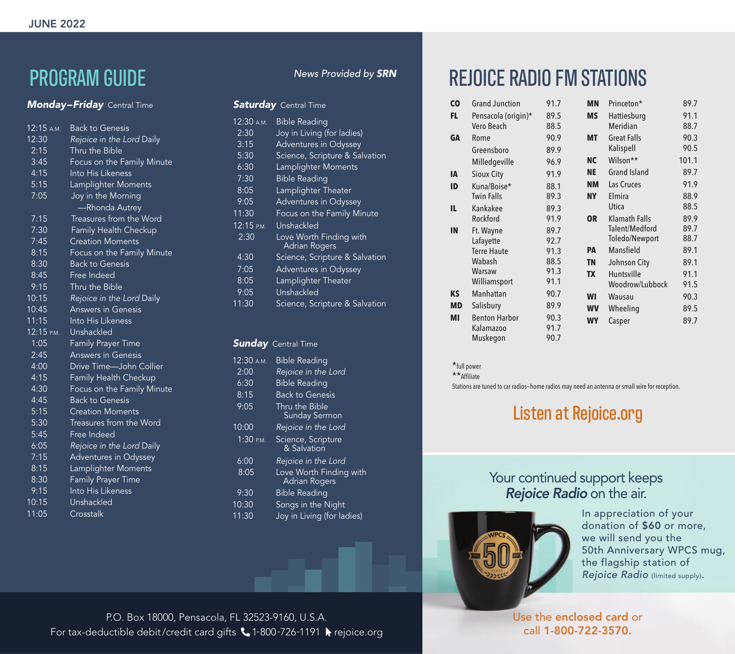JUNE 2022

# PROGRAM GUIDE

*News Provided by* ***SRN***

## *Monday–Friday* Central Time

| | |
|---|---|
| 12:15 A.M. | Back to Genesis |
| 12:30 | *Rejoice in the Lord* Daily |
| 2:15 | Thru the Bible |
| 3:45 | Focus on the Family Minute |
| 4:15 | Into His Likeness |
| 5:15 | Lamplighter Moments |
| 7:05 | Joy in the Morning —Rhonda Autrey |
| 7:15 | Treasures from the Word |
| 7:30 | Family Health Checkup |
| 7:45 | Creation Moments |
| 8:15 | Focus on the Family Minute |
| 8:30 | Back to Genesis |
| 8:45 | Free Indeed |
| 9:15 | Thru the Bible |
| 10:15 | *Rejoice in the Lord* Daily |
| 10:45 | Answers in Genesis |
| 11:15 | Into His Likeness |
| 12:15 P.M. | Unshackled |
| 1:05 | Family Prayer Time |
| 2:45 | Answers in Genesis |
| 4:00 | Drive Time—John Collier |
| 4:15 | Family Health Checkup |
| 4:30 | Focus on the Family Minute |
| 4:45 | Back to Genesis |
| 5:15 | Creation Moments |
| 5:30 | Treasures from the Word |
| 5:45 | Free Indeed |
| 6:05 | *Rejoice in the Lord* Daily |
| 7:15 | Adventures in Odyssey |
| 8:15 | Lamplighter Moments |
| 8:30 | Family Prayer Time |
| 9:15 | Into His Likeness |
| 10:15 | Unshackled |
| 11:05 | Crosstalk |

## *Saturday* Central Time

| | |
|---|---|
| 12:30 A.M. | Bible Reading |
| 2:30 | Joy in Living (for ladies) |
| 3:15 | Adventures in Odyssey |
| 5:30 | Science, Scripture & Salvation |
| 6:30 | Lamplighter Moments |
| 7:30 | Bible Reading |
| 8:05 | Lamplighter Theater |
| 9:05 | Adventures in Odyssey |
| 11:30 | Focus on the Family Minute |
| 12:15 P.M. | Unshackled |
| 2:30 | Love Worth Finding with Adrian Rogers |
| 4:30 | Science, Scripture & Salvation |
| 7:05 | Adventures in Odyssey |
| 8:05 | Lamplighter Theater |
| 9:05 | Unshackled |
| 11:30 | Science, Scripture & Salvation |

## *Sunday* Central Time

| | |
|---|---|
| 12:30 A.M. | Bible Reading |
| 2:00 | *Rejoice in the Lord* |
| 6:30 | Bible Reading |
| 8:15 | Back to Genesis |
| 9:05 | Thru the Bible Sunday Sermon |
| 10:00 | *Rejoice in the Lord* |
| 1:30 P.M. | Science, Scripture & Salvation |
| 6:00 | *Rejoice in the Lord* |
| 8:05 | Love Worth Finding with Adrian Rogers |
| 9:30 | Bible Reading |
| 10:30 | Songs in the Night |
| 11:30 | Joy in Living (for ladies) |

P.O. Box 18000, Pensacola, FL 32523-9160, U.S.A.
For tax-deductible debit/credit card gifts 1-800-726-1191 rejoice.org

# REJOICE RADIO FM STATIONS

| | | |
|---|---|---|
| CO | Grand Junction | 91.7 |
| FL | Pensacola (origin)* | 89.5 |
| | Vero Beach | 88.5 |
| GA | Rome | 90.9 |
| | Greensboro | 89.9 |
| | Milledgeville | 96.9 |
| IA | Sioux City | 91.9 |
| ID | Kuna/Boise* | 88.1 |
| | Twin Falls | 89.3 |
| IL | Kankakee | 89.3 |
| | Rockford | 91.9 |
| IN | Ft. Wayne | 89.7 |
| | Lafayette | 92.7 |
| | Terre Haute | 91.3 |
| | Wabash | 88.5 |
| | Warsaw | 91.3 |
| | Williamsport | 91.1 |
| KS | Manhattan | 90.7 |
| MD | Salisbury | 89.9 |
| MI | Benton Harbor | 90.3 |
| | Kalamazoo | 91.7 |
| | Muskegon | 90.7 |
| MN | Princeton* | 89.7 |
| MS | Hattiesburg | 91.1 |
| | Meridian | 88.7 |
| MT | Great Falls | 90.3 |
| | Kalispell | 90.5 |
| NC | Wilson** | 101.1 |
| NE | Grand Island | 89.7 |
| NM | Las Cruces | 91.9 |
| NY | Elmira | 88.9 |
| | Utica | 88.5 |
| OR | Klamath Falls | 89.9 |
| | Talent/Medford | 89.7 |
| | Toledo/Newport | 88.7 |
| PA | Mansfield | 89.1 |
| TN | Johnson City | 89.1 |
| TX | Huntsville | 91.1 |
| | Woodrow/Lubbock | 91.5 |
| WI | Wausau | 90.3 |
| WV | Wheeling | 89.5 |
| WY | Casper | 89.7 |

*full power
**Affiliate
Stations are tuned to car radios–home radios may need an antenna or small wire for reception.

## Listen at Rejoice.org

Your continued support keeps *Rejoice Radio* on the air.

In appreciation of your donation of **$60** or more, we will send you the 50th Anniversary WPCS mug, the flagship station of *Rejoice Radio* (limited supply).

Use the **enclosed card** or call **1-800-722-3570.**